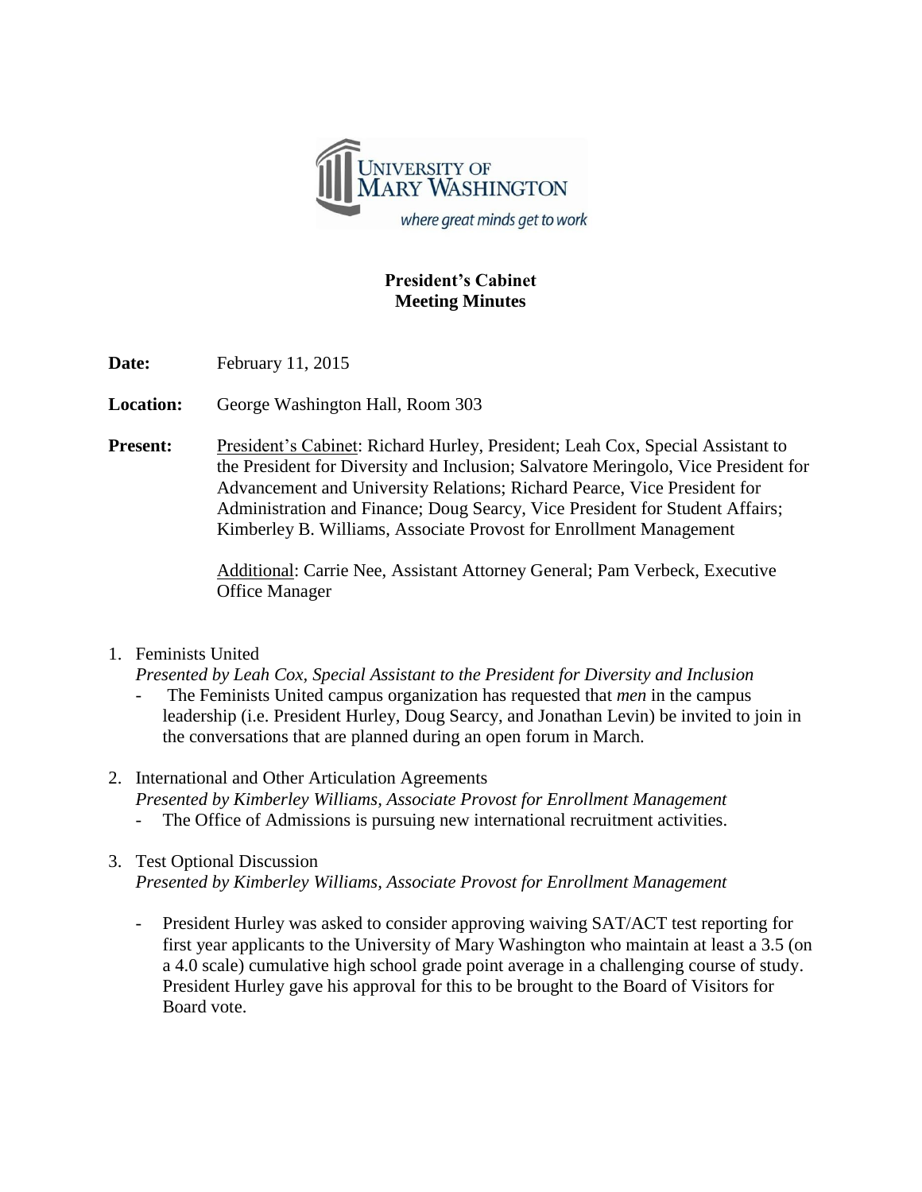UNIVERSITY OF MARY WASHINGTON

*where great minds get to work*

**President's Cabinet**
**Meeting Minutes**

**Date:** February 11, 2015

**Location:** George Washington Hall, Room 303

**Present:** President's Cabinet: Richard Hurley, President; Leah Cox, Special Assistant to the President for Diversity and Inclusion; Salvatore Meringolo, Vice President for Advancement and University Relations; Richard Pearce, Vice President for Administration and Finance; Doug Searcy, Vice President for Student Affairs; Kimberley B. Williams, Associate Provost for Enrollment Management

Additional: Carrie Nee, Assistant Attorney General; Pam Verbeck, Executive Office Manager

1. Feminists United
   *Presented by Leah Cox, Special Assistant to the President for Diversity and Inclusion*
   - The Feminists United campus organization has requested that *men* in the campus leadership (i.e. President Hurley, Doug Searcy, and Jonathan Levin) be invited to join in the conversations that are planned during an open forum in March.

2. International and Other Articulation Agreements
   *Presented by Kimberley Williams, Associate Provost for Enrollment Management*
   - The Office of Admissions is pursuing new international recruitment activities.

3. Test Optional Discussion
   *Presented by Kimberley Williams, Associate Provost for Enrollment Management*
   - President Hurley was asked to consider approving waiving SAT/ACT test reporting for first year applicants to the University of Mary Washington who maintain at least a 3.5 (on a 4.0 scale) cumulative high school grade point average in a challenging course of study. President Hurley gave his approval for this to be brought to the Board of Visitors for Board vote.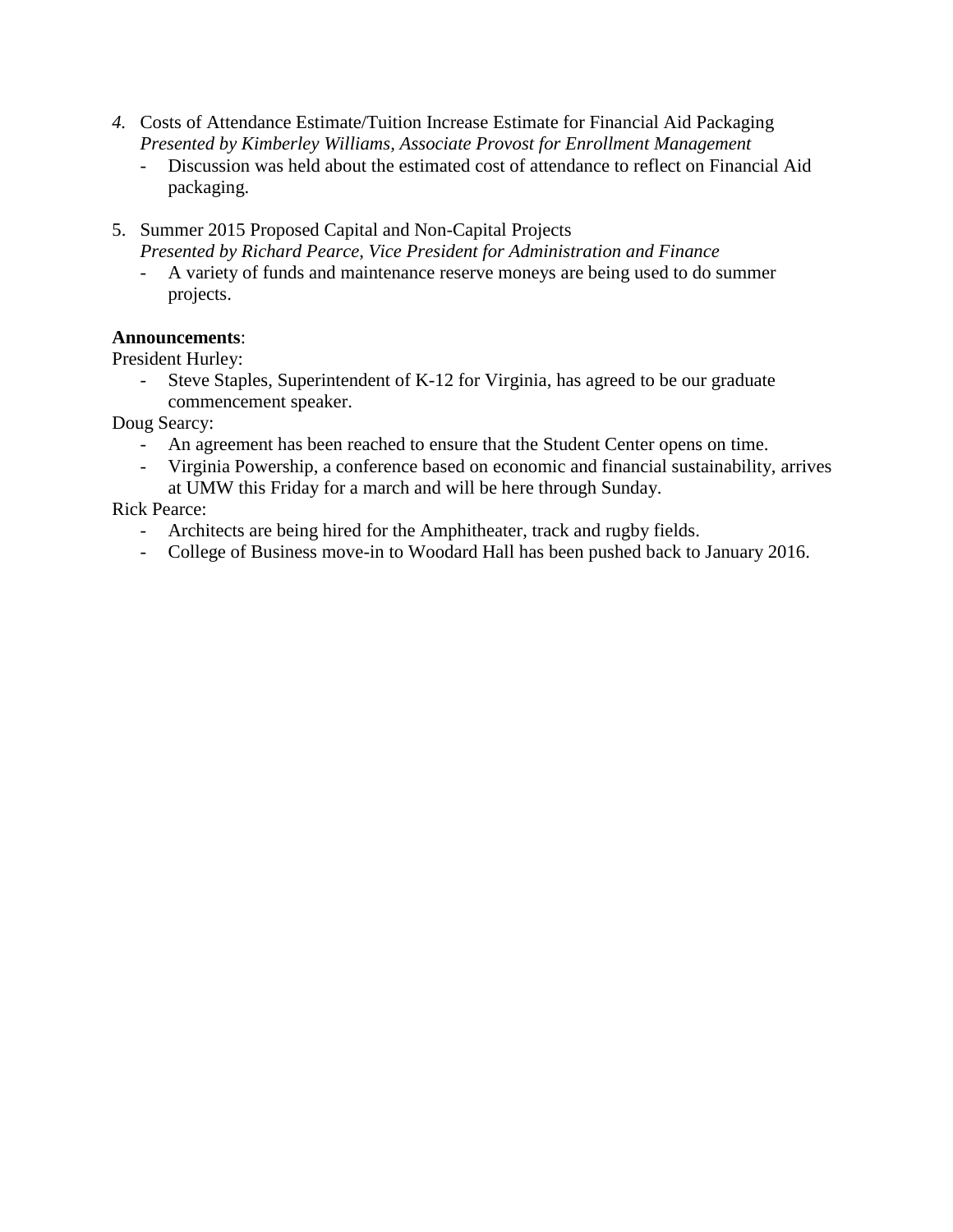4. Costs of Attendance Estimate/Tuition Increase Estimate for Financial Aid Packaging
   *Presented by Kimberley Williams, Associate Provost for Enrollment Management*
   - Discussion was held about the estimated cost of attendance to reflect on Financial Aid packaging.

5. Summer 2015 Proposed Capital and Non-Capital Projects
   *Presented by Richard Pearce, Vice President for Administration and Finance*
   - A variety of funds and maintenance reserve moneys are being used to do summer projects.

**Announcements**:

President Hurley:

- Steve Staples, Superintendent of K-12 for Virginia, has agreed to be our graduate commencement speaker.

Doug Searcy:

- An agreement has been reached to ensure that the Student Center opens on time.
- Virginia Powership, a conference based on economic and financial sustainability, arrives at UMW this Friday for a march and will be here through Sunday.

Rick Pearce:

- Architects are being hired for the Amphitheater, track and rugby fields.
- College of Business move-in to Woodard Hall has been pushed back to January 2016.